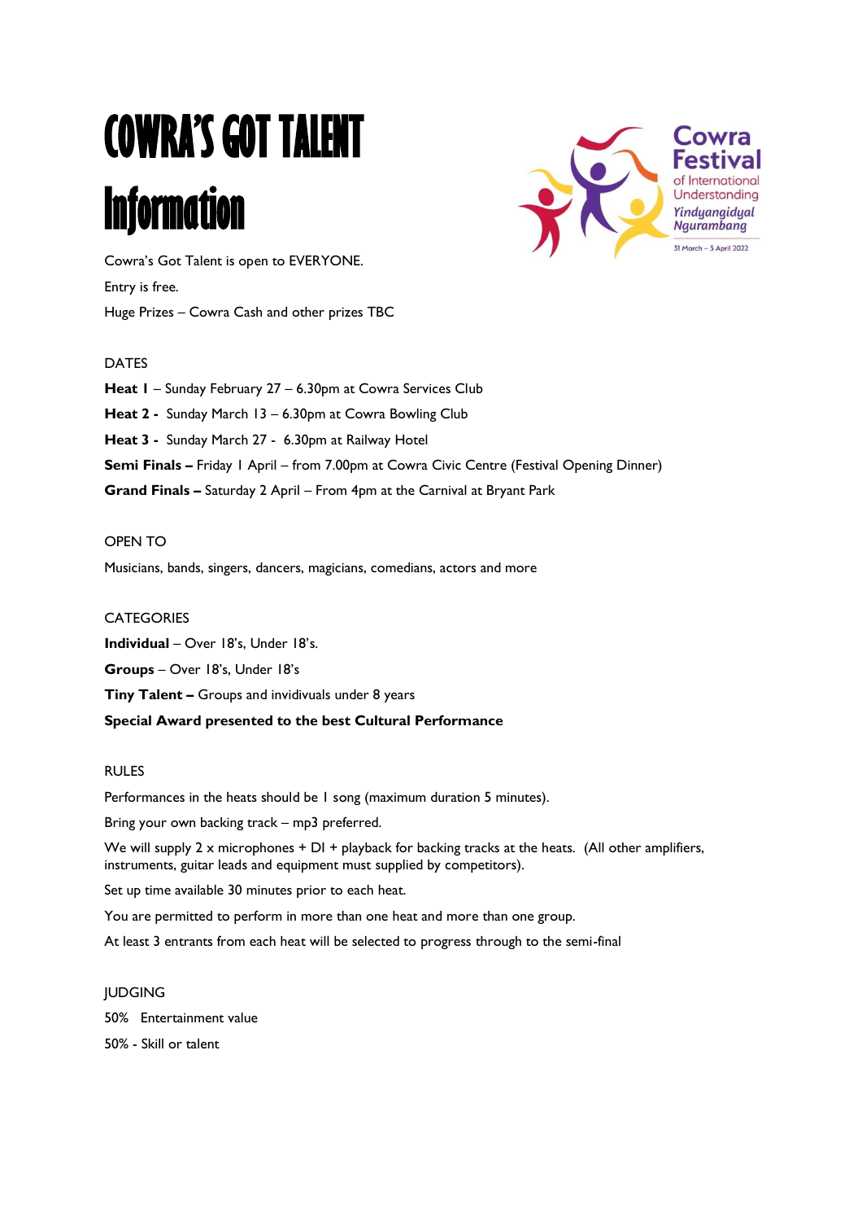# COWRA'S GOT TALENT Information

Cowra Festival of International Understanding
*Yindyangidyal Ngurambang*
31 March – 3 April 2022

Cowra's Got Talent is open to EVERYONE.

Entry is free.

Huge Prizes – Cowra Cash and other prizes TBC

DATES

**Heat 1** – Sunday February 27 – 6.30pm at Cowra Services Club

**Heat 2 -** Sunday March 13 – 6.30pm at Cowra Bowling Club

**Heat 3 -** Sunday March 27 - 6.30pm at Railway Hotel

**Semi Finals –** Friday 1 April – from 7.00pm at Cowra Civic Centre (Festival Opening Dinner)

**Grand Finals –** Saturday 2 April – From 4pm at the Carnival at Bryant Park

OPEN TO

Musicians, bands, singers, dancers, magicians, comedians, actors and more

CATEGORIES

**Individual** – Over 18's, Under 18's.

**Groups** – Over 18's, Under 18's

**Tiny Talent –** Groups and invidivuals under 8 years

**Special Award presented to the best Cultural Performance**

RULES

Performances in the heats should be 1 song (maximum duration 5 minutes).

Bring your own backing track – mp3 preferred.

We will supply 2 x microphones + DI + playback for backing tracks at the heats. (All other amplifiers, instruments, guitar leads and equipment must supplied by competitors).

Set up time available 30 minutes prior to each heat.

You are permitted to perform in more than one heat and more than one group.

At least 3 entrants from each heat will be selected to progress through to the semi-final

JUDGING

50% Entertainment value

50% - Skill or talent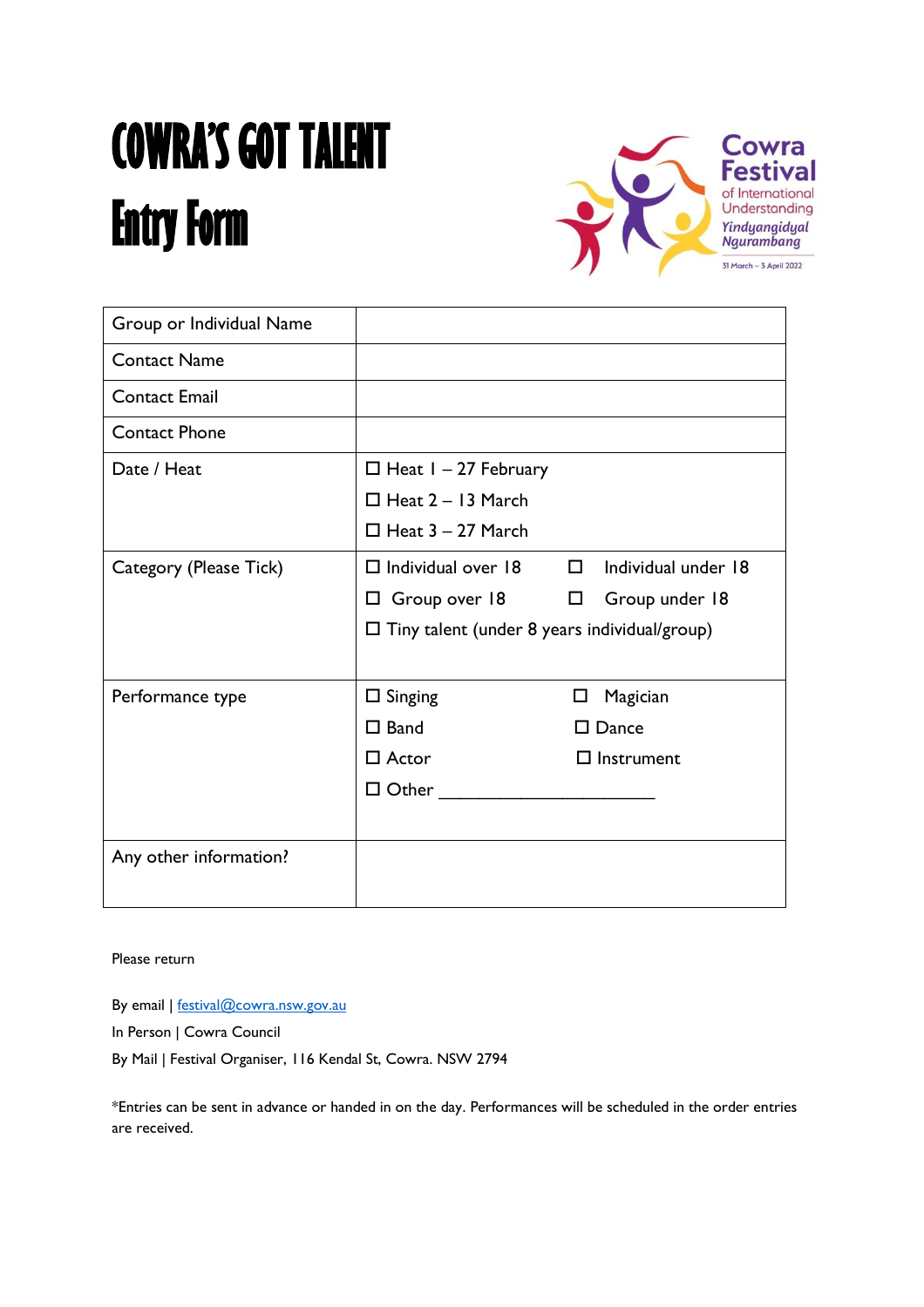# COWRA'S GOT TALENT

# Entry Form

Cowra Festival of International Understanding
Yindyangidyal Ngurambang
31 March – 3 April 2022

| | |
|---|---|
| Group or Individual Name | |
| Contact Name | |
| Contact Email | |
| Contact Phone | |
| Date / Heat | ☐ Heat 1 – 27 February<br>☐ Heat 2 – 13 March<br>☐ Heat 3 – 27 March |
| Category (Please Tick) | ☐ Individual over 18 ☐ Individual under 18<br>☐ Group over 18 ☐ Group under 18<br>☐ Tiny talent (under 8 years individual/group) |
| Performance type | ☐ Singing ☐ Magician<br>☐ Band ☐ Dance<br>☐ Actor ☐ Instrument<br>☐ Other ______________________ |
| Any other information? | |

Please return

By email | festival@cowra.nsw.gov.au

In Person | Cowra Council

By Mail | Festival Organiser, 116 Kendal St, Cowra. NSW 2794

*Entries can be sent in advance or handed in on the day. Performances will be scheduled in the order entries are received.